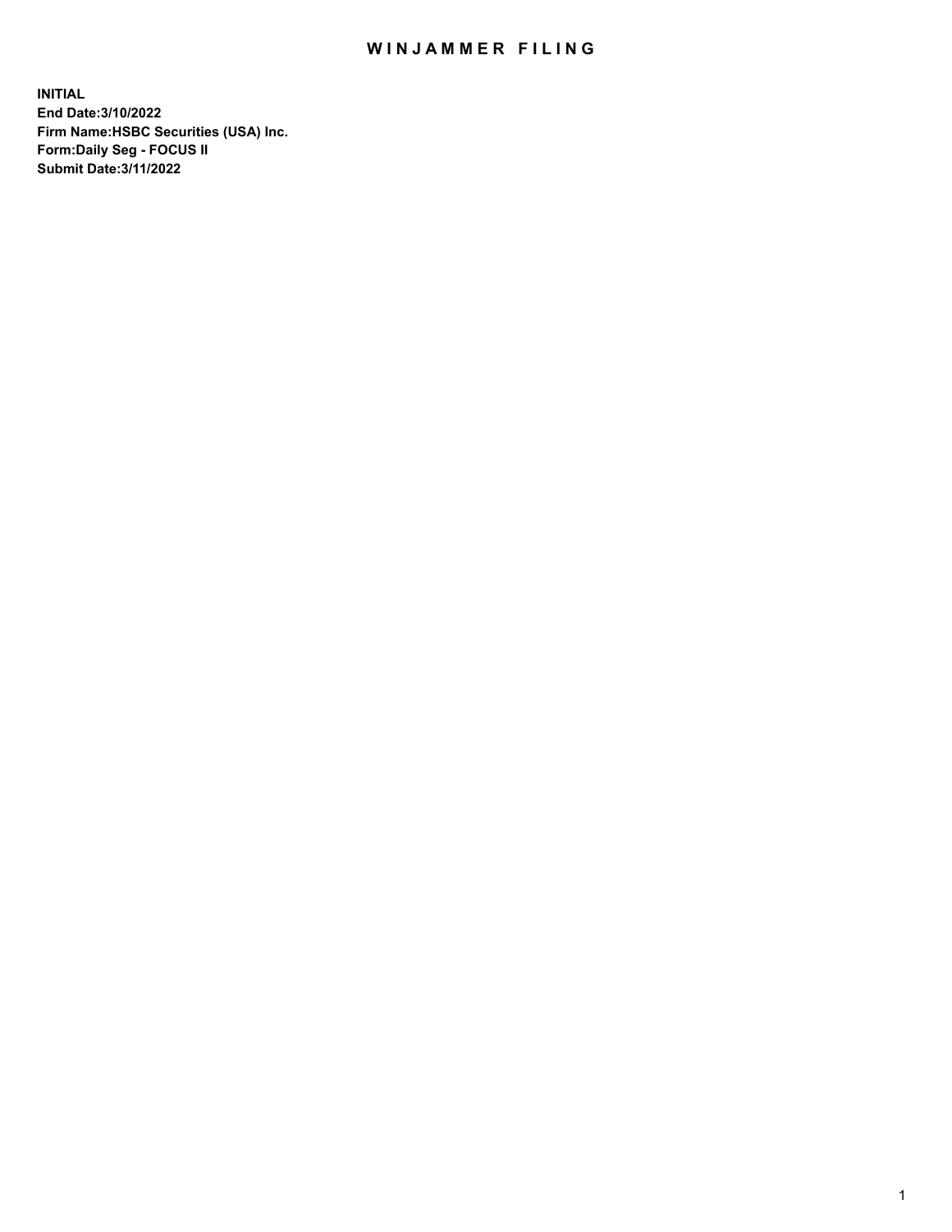# WINJAMMER FILING

**INITIAL**
**End Date:3/10/2022**
**Firm Name:HSBC Securities (USA) Inc.**
**Form:Daily Seg - FOCUS II**
**Submit Date:3/11/2022**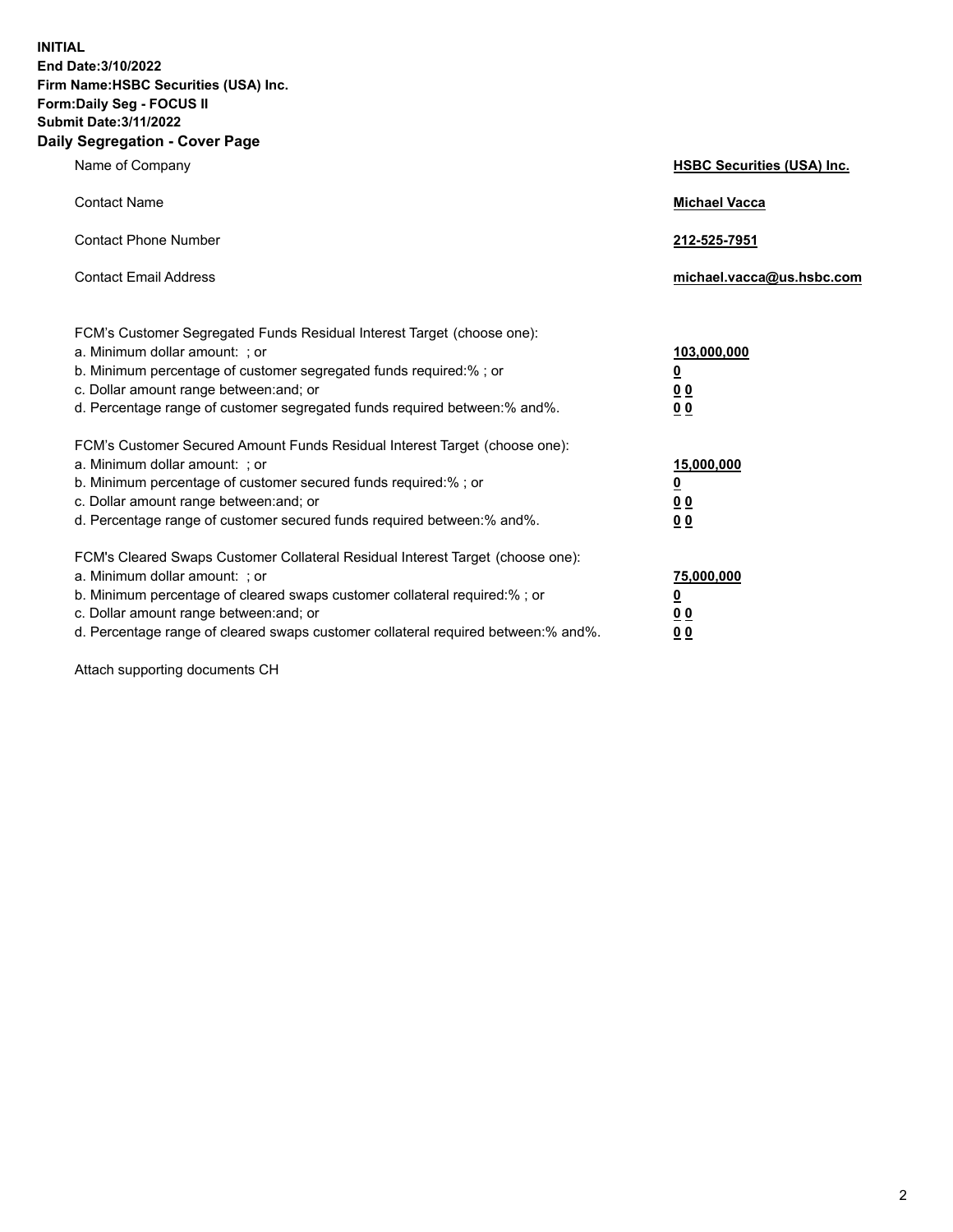**INITIAL**
**End Date:3/10/2022**
**Firm Name:HSBC Securities (USA) Inc.**
**Form:Daily Seg - FOCUS II**
**Submit Date:3/11/2022**

## Daily Segregation - Cover Page

| | |
|---|---|
| Name of Company | **HSBC Securities (USA) Inc.** |
| Contact Name | **Michael Vacca** |
| Contact Phone Number | **212-525-7951** |
| Contact Email Address | **michael.vacca@us.hsbc.com** |

| | |
|---|---|
| FCM's Customer Segregated Funds Residual Interest Target (choose one): | |
| a. Minimum dollar amount: ; or | **103,000,000** |
| b. Minimum percentage of customer segregated funds required:% ; or | **0** |
| c. Dollar amount range between:and; or | **0 0** |
| d. Percentage range of customer segregated funds required between:% and%. | **0 0** |
| FCM's Customer Secured Amount Funds Residual Interest Target (choose one): | |
| a. Minimum dollar amount: ; or | **15,000,000** |
| b. Minimum percentage of customer secured funds required:% ; or | **0** |
| c. Dollar amount range between:and; or | **0 0** |
| d. Percentage range of customer secured funds required between:% and%. | **0 0** |
| FCM's Cleared Swaps Customer Collateral Residual Interest Target (choose one): | |
| a. Minimum dollar amount: ; or | **75,000,000** |
| b. Minimum percentage of cleared swaps customer collateral required:% ; or | **0** |
| c. Dollar amount range between:and; or | **0 0** |
| d. Percentage range of cleared swaps customer collateral required between:% and%. | **0 0** |

Attach supporting documents CH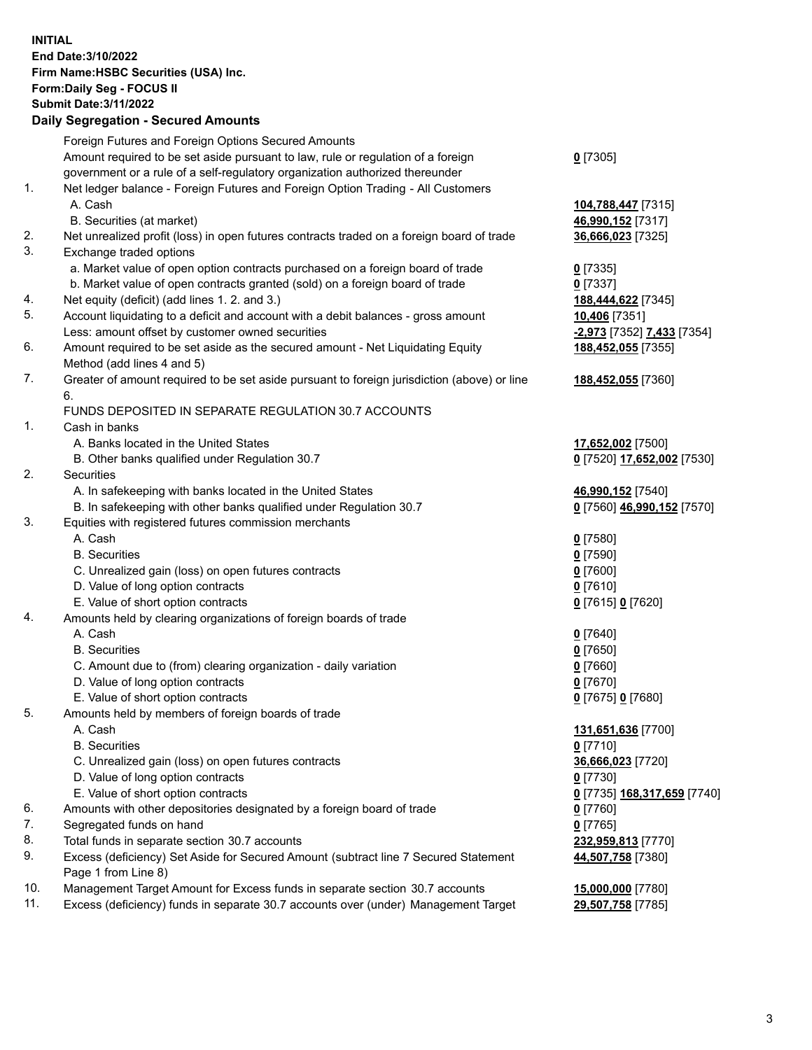**INITIAL**
**End Date:3/10/2022**
**Firm Name:HSBC Securities (USA) Inc.**
**Form:Daily Seg - FOCUS II**
**Submit Date:3/11/2022**

## Daily Segregation - Secured Amounts

| | | |
|---|---|---|
| | Foreign Futures and Foreign Options Secured Amounts | |
| | Amount required to be set aside pursuant to law, rule or regulation of a foreign government or a rule of a self-regulatory organization authorized thereunder | **0** [7305] |
| 1. | Net ledger balance - Foreign Futures and Foreign Option Trading - All Customers | |
| | A. Cash | **104,788,447** [7315] |
| | B. Securities (at market) | **46,990,152** [7317] |
| 2. | Net unrealized profit (loss) in open futures contracts traded on a foreign board of trade | **36,666,023** [7325] |
| 3. | Exchange traded options | |
| | a. Market value of open option contracts purchased on a foreign board of trade | **0** [7335] |
| | b. Market value of open contracts granted (sold) on a foreign board of trade | **0** [7337] |
| 4. | Net equity (deficit) (add lines 1. 2. and 3.) | **188,444,622** [7345] |
| 5. | Account liquidating to a deficit and account with a debit balances - gross amount | **10,406** [7351] |
| | Less: amount offset by customer owned securities | **-2,973** [7352] **7,433** [7354] |
| 6. | Amount required to be set aside as the secured amount - Net Liquidating Equity Method (add lines 4 and 5) | **188,452,055** [7355] |
| 7. | Greater of amount required to be set aside pursuant to foreign jurisdiction (above) or line 6. | **188,452,055** [7360] |
| | FUNDS DEPOSITED IN SEPARATE REGULATION 30.7 ACCOUNTS | |
| 1. | Cash in banks | |
| | A. Banks located in the United States | **17,652,002** [7500] |
| | B. Other banks qualified under Regulation 30.7 | **0** [7520] **17,652,002** [7530] |
| 2. | Securities | |
| | A. In safekeeping with banks located in the United States | **46,990,152** [7540] |
| | B. In safekeeping with other banks qualified under Regulation 30.7 | **0** [7560] **46,990,152** [7570] |
| 3. | Equities with registered futures commission merchants | |
| | A. Cash | **0** [7580] |
| | B. Securities | **0** [7590] |
| | C. Unrealized gain (loss) on open futures contracts | **0** [7600] |
| | D. Value of long option contracts | **0** [7610] |
| | E. Value of short option contracts | **0** [7615] **0** [7620] |
| 4. | Amounts held by clearing organizations of foreign boards of trade | |
| | A. Cash | **0** [7640] |
| | B. Securities | **0** [7650] |
| | C. Amount due to (from) clearing organization - daily variation | **0** [7660] |
| | D. Value of long option contracts | **0** [7670] |
| | E. Value of short option contracts | **0** [7675] **0** [7680] |
| 5. | Amounts held by members of foreign boards of trade | |
| | A. Cash | **131,651,636** [7700] |
| | B. Securities | **0** [7710] |
| | C. Unrealized gain (loss) on open futures contracts | **36,666,023** [7720] |
| | D. Value of long option contracts | **0** [7730] |
| | E. Value of short option contracts | **0** [7735] **168,317,659** [7740] |
| 6. | Amounts with other depositories designated by a foreign board of trade | **0** [7760] |
| 7. | Segregated funds on hand | **0** [7765] |
| 8. | Total funds in separate section 30.7 accounts | **232,959,813** [7770] |
| 9. | Excess (deficiency) Set Aside for Secured Amount (subtract line 7 Secured Statement Page 1 from Line 8) | **44,507,758** [7380] |
| 10. | Management Target Amount for Excess funds in separate section 30.7 accounts | **15,000,000** [7780] |
| 11. | Excess (deficiency) funds in separate 30.7 accounts over (under) Management Target | **29,507,758** [7785] |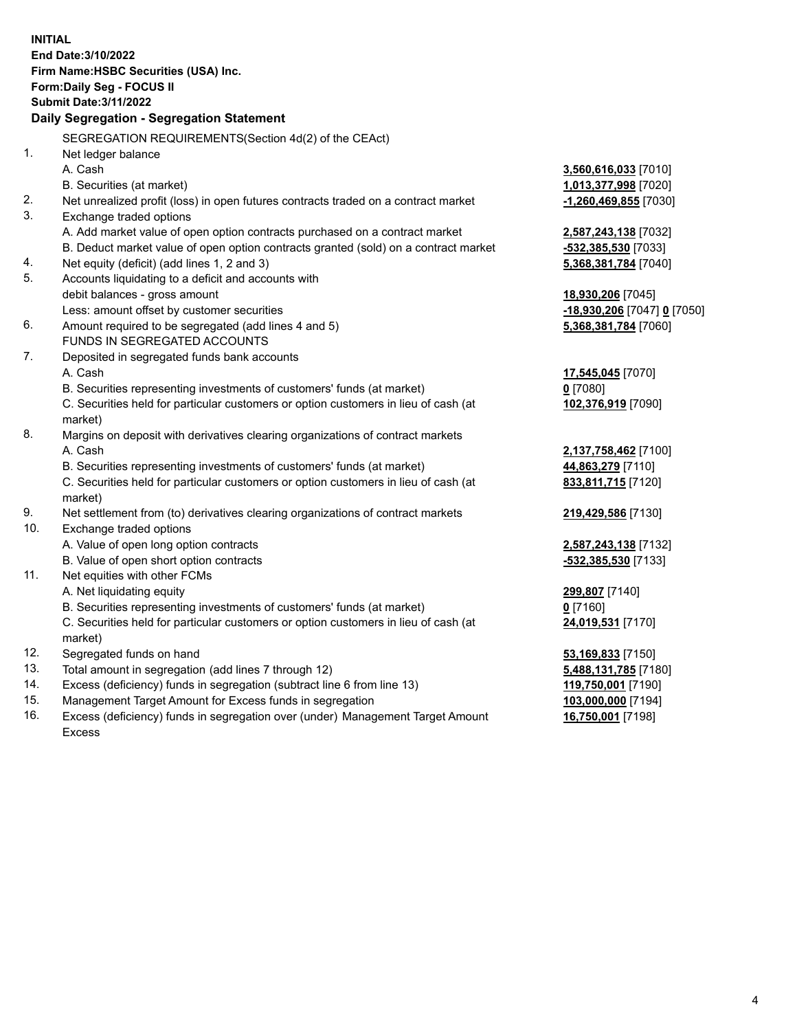**INITIAL**
**End Date:3/10/2022**
**Firm Name:HSBC Securities (USA) Inc.**
**Form:Daily Seg - FOCUS II**
**Submit Date:3/11/2022**

## Daily Segregation - Segregation Statement

| | | |
|---|---|---|
| | SEGREGATION REQUIREMENTS(Section 4d(2) of the CEAct) | |
| 1. | Net ledger balance | |
| | A. Cash | **3,560,616,033** [7010] |
| | B. Securities (at market) | **1,013,377,998** [7020] |
| 2. | Net unrealized profit (loss) in open futures contracts traded on a contract market | **-1,260,469,855** [7030] |
| 3. | Exchange traded options | |
| | A. Add market value of open option contracts purchased on a contract market | **2,587,243,138** [7032] |
| | B. Deduct market value of open option contracts granted (sold) on a contract market | **-532,385,530** [7033] |
| 4. | Net equity (deficit) (add lines 1, 2 and 3) | **5,368,381,784** [7040] |
| 5. | Accounts liquidating to a deficit and accounts with debit balances - gross amount | **18,930,206** [7045] |
| | Less: amount offset by customer securities | **-18,930,206** [7047] **0** [7050] |
| 6. | Amount required to be segregated (add lines 4 and 5) | **5,368,381,784** [7060] |
| | FUNDS IN SEGREGATED ACCOUNTS | |
| 7. | Deposited in segregated funds bank accounts | |
| | A. Cash | **17,545,045** [7070] |
| | B. Securities representing investments of customers' funds (at market) | **0** [7080] |
| | C. Securities held for particular customers or option customers in lieu of cash (at market) | **102,376,919** [7090] |
| 8. | Margins on deposit with derivatives clearing organizations of contract markets | |
| | A. Cash | **2,137,758,462** [7100] |
| | B. Securities representing investments of customers' funds (at market) | **44,863,279** [7110] |
| | C. Securities held for particular customers or option customers in lieu of cash (at market) | **833,811,715** [7120] |
| 9. | Net settlement from (to) derivatives clearing organizations of contract markets | **219,429,586** [7130] |
| 10. | Exchange traded options | |
| | A. Value of open long option contracts | **2,587,243,138** [7132] |
| | B. Value of open short option contracts | **-532,385,530** [7133] |
| 11. | Net equities with other FCMs | |
| | A. Net liquidating equity | **299,807** [7140] |
| | B. Securities representing investments of customers' funds (at market) | **0** [7160] |
| | C. Securities held for particular customers or option customers in lieu of cash (at market) | **24,019,531** [7170] |
| 12. | Segregated funds on hand | **53,169,833** [7150] |
| 13. | Total amount in segregation (add lines 7 through 12) | **5,488,131,785** [7180] |
| 14. | Excess (deficiency) funds in segregation (subtract line 6 from line 13) | **119,750,001** [7190] |
| 15. | Management Target Amount for Excess funds in segregation | **103,000,000** [7194] |
| 16. | Excess (deficiency) funds in segregation over (under) Management Target Amount Excess | **16,750,001** [7198] |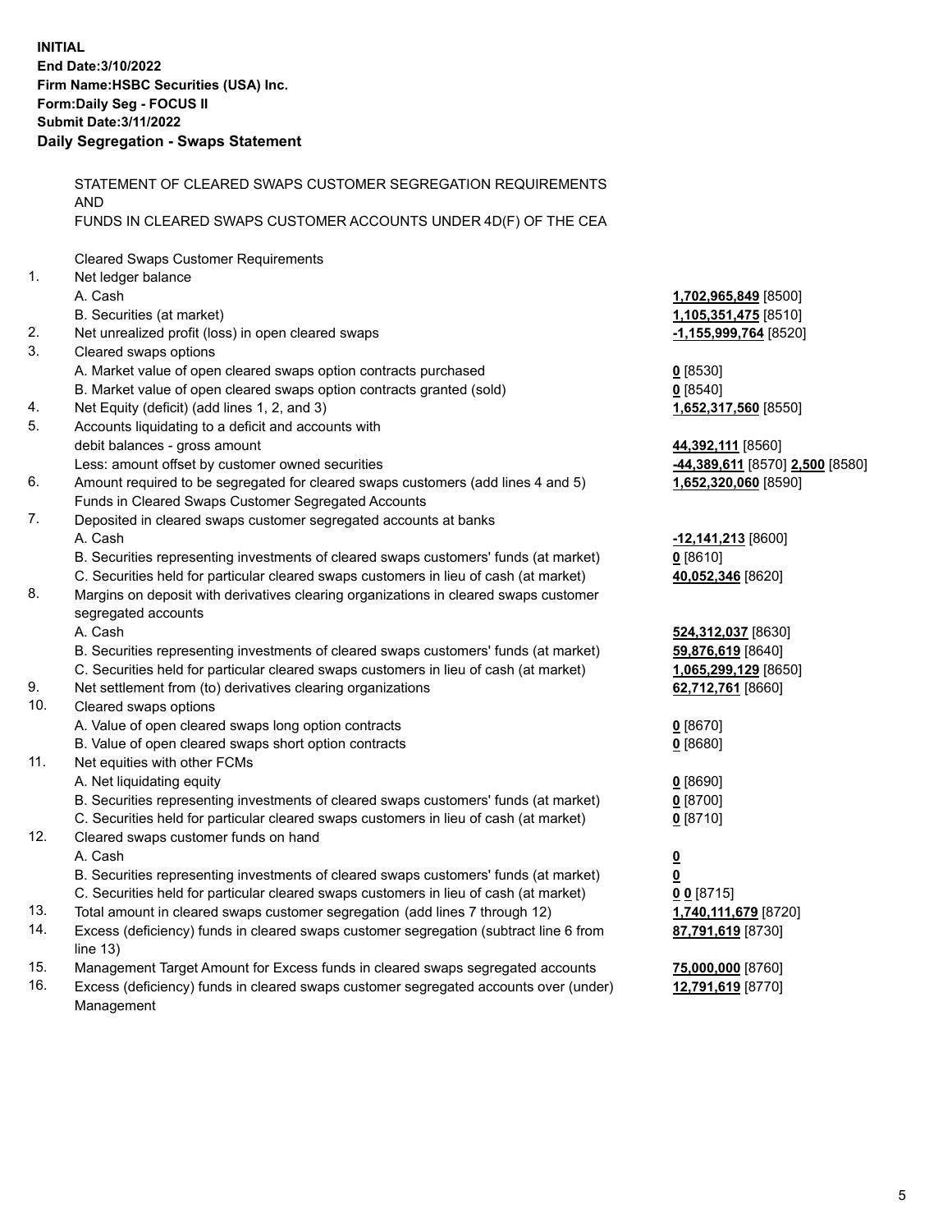**INITIAL**
**End Date:3/10/2022**
**Firm Name:HSBC Securities (USA) Inc.**
**Form:Daily Seg - FOCUS II**
**Submit Date:3/11/2022**
**Daily Segregation - Swaps Statement**

STATEMENT OF CLEARED SWAPS CUSTOMER SEGREGATION REQUIREMENTS AND
FUNDS IN CLEARED SWAPS CUSTOMER ACCOUNTS UNDER 4D(F) OF THE CEA

| | | |
|---|---|---|
| | Cleared Swaps Customer Requirements | |
| 1. | Net ledger balance | |
| | A. Cash | **1,702,965,849** [8500] |
| | B. Securities (at market) | **1,105,351,475** [8510] |
| 2. | Net unrealized profit (loss) in open cleared swaps | **-1,155,999,764** [8520] |
| 3. | Cleared swaps options | |
| | A. Market value of open cleared swaps option contracts purchased | **0** [8530] |
| | B. Market value of open cleared swaps option contracts granted (sold) | **0** [8540] |
| 4. | Net Equity (deficit) (add lines 1, 2, and 3) | **1,652,317,560** [8550] |
| 5. | Accounts liquidating to a deficit and accounts with debit balances - gross amount | **44,392,111** [8560] |
| | Less: amount offset by customer owned securities | **-44,389,611** [8570] **2,500** [8580] |
| 6. | Amount required to be segregated for cleared swaps customers (add lines 4 and 5) | **1,652,320,060** [8590] |
| | Funds in Cleared Swaps Customer Segregated Accounts | |
| 7. | Deposited in cleared swaps customer segregated accounts at banks | |
| | A. Cash | **-12,141,213** [8600] |
| | B. Securities representing investments of cleared swaps customers' funds (at market) | **0** [8610] |
| | C. Securities held for particular cleared swaps customers in lieu of cash (at market) | **40,052,346** [8620] |
| 8. | Margins on deposit with derivatives clearing organizations in cleared swaps customer segregated accounts | |
| | A. Cash | **524,312,037** [8630] |
| | B. Securities representing investments of cleared swaps customers' funds (at market) | **59,876,619** [8640] |
| | C. Securities held for particular cleared swaps customers in lieu of cash (at market) | **1,065,299,129** [8650] |
| 9. | Net settlement from (to) derivatives clearing organizations | **62,712,761** [8660] |
| 10. | Cleared swaps options | |
| | A. Value of open cleared swaps long option contracts | **0** [8670] |
| | B. Value of open cleared swaps short option contracts | **0** [8680] |
| 11. | Net equities with other FCMs | |
| | A. Net liquidating equity | **0** [8690] |
| | B. Securities representing investments of cleared swaps customers' funds (at market) | **0** [8700] |
| | C. Securities held for particular cleared swaps customers in lieu of cash (at market) | **0** [8710] |
| 12. | Cleared swaps customer funds on hand | |
| | A. Cash | **0** |
| | B. Securities representing investments of cleared swaps customers' funds (at market) | **0** |
| | C. Securities held for particular cleared swaps customers in lieu of cash (at market) | **0** **0** [8715] |
| 13. | Total amount in cleared swaps customer segregation (add lines 7 through 12) | **1,740,111,679** [8720] |
| 14. | Excess (deficiency) funds in cleared swaps customer segregation (subtract line 6 from line 13) | **87,791,619** [8730] |
| 15. | Management Target Amount for Excess funds in cleared swaps segregated accounts | **75,000,000** [8760] |
| 16. | Excess (deficiency) funds in cleared swaps customer segregated accounts over (under) Management | **12,791,619** [8770] |